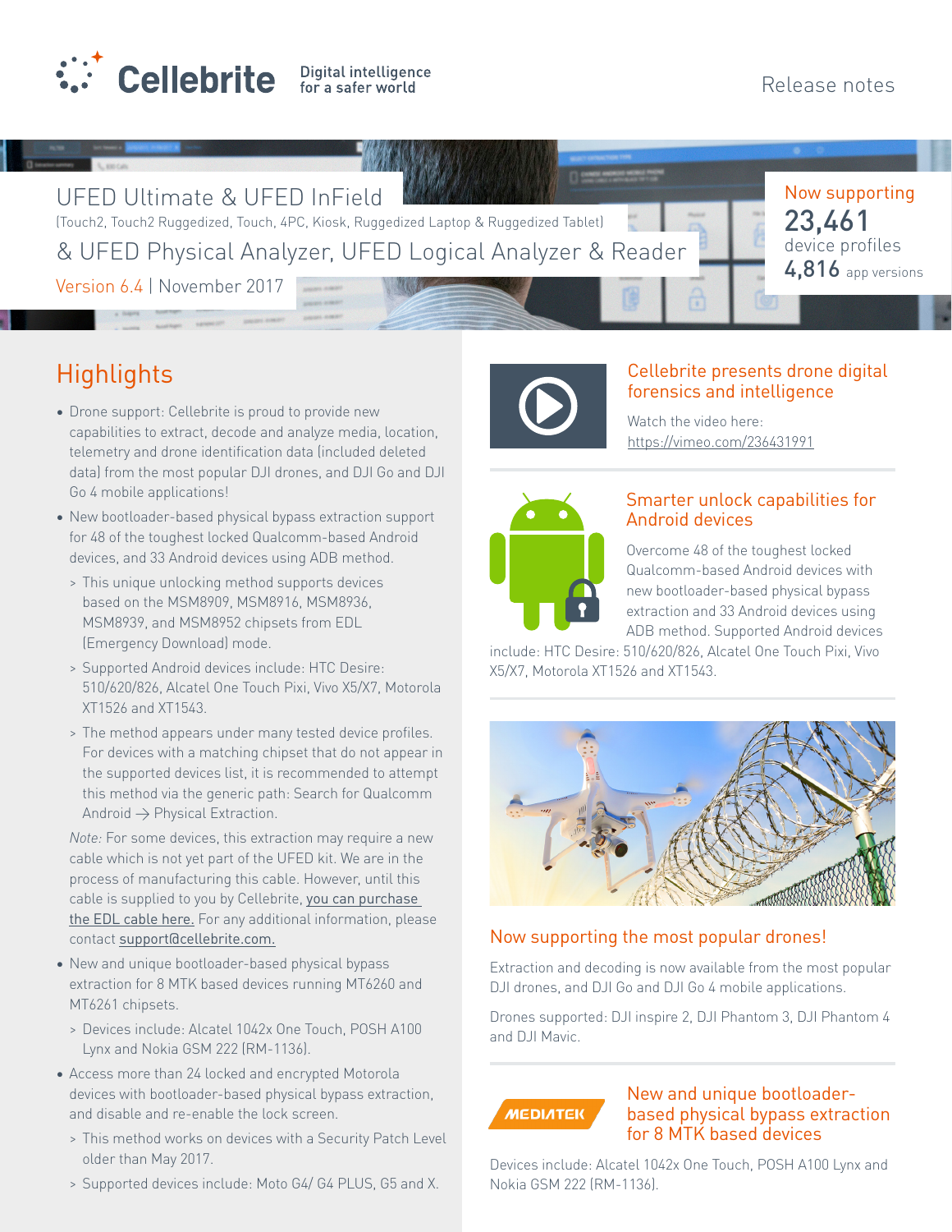Cellebrite Digital intelligence for a safer world

Release notes

# UFED Ultimate & UFED InField

(Touch2, Touch2 Ruggedized, Touch, 4PC, Kiosk, Ruggedized Laptop & Ruggedized Tablet)

# & UFED Physical Analyzer, UFED Logical Analyzer & Reader

Version 6.4 | November 2017

Now supporting
**23,461** device profiles
**4,816** app versions

## Highlights

- Drone support: Cellebrite is proud to provide new capabilities to extract, decode and analyze media, location, telemetry and drone identification data (included deleted data) from the most popular DJI drones, and DJI Go and DJI Go 4 mobile applications!
- New bootloader-based physical bypass extraction support for 48 of the toughest locked Qualcomm-based Android devices, and 33 Android devices using ADB method.
  - > This unique unlocking method supports devices based on the MSM8909, MSM8916, MSM8936, MSM8939, and MSM8952 chipsets from EDL (Emergency Download) mode.
  - > Supported Android devices include: HTC Desire: 510/620/826, Alcatel One Touch Pixi, Vivo X5/X7, Motorola XT1526 and XT1543.
  - > The method appears under many tested device profiles. For devices with a matching chipset that do not appear in the supported devices list, it is recommended to attempt this method via the generic path: Search for Qualcomm Android → Physical Extraction.

  *Note:* For some devices, this extraction may require a new cable which is not yet part of the UFED kit. We are in the process of manufacturing this cable. However, until this cable is supplied to you by Cellebrite, you can purchase the EDL cable here. For any additional information, please contact support@cellebrite.com.
- New and unique bootloader-based physical bypass extraction for 8 MTK based devices running MT6260 and MT6261 chipsets.
  - > Devices include: Alcatel 1042x One Touch, POSH A100 Lynx and Nokia GSM 222 (RM-1136).
- Access more than 24 locked and encrypted Motorola devices with bootloader-based physical bypass extraction, and disable and re-enable the lock screen.
  - > This method works on devices with a Security Patch Level older than May 2017.
  - > Supported devices include: Moto G4/ G4 PLUS, G5 and X.

### Cellebrite presents drone digital forensics and intelligence

Watch the video here: https://vimeo.com/236431991

### Smarter unlock capabilities for Android devices

Overcome 48 of the toughest locked Qualcomm-based Android devices with new bootloader-based physical bypass extraction and 33 Android devices using ADB method. Supported Android devices include: HTC Desire: 510/620/826, Alcatel One Touch Pixi, Vivo X5/X7, Motorola XT1526 and XT1543.

### Now supporting the most popular drones!

Extraction and decoding is now available from the most popular DJI drones, and DJI Go and DJI Go 4 mobile applications.

Drones supported: DJI inspire 2, DJI Phantom 3, DJI Phantom 4 and DJI Mavic.

### New and unique bootloader-based physical bypass extraction for 8 MTK based devices

Devices include: Alcatel 1042x One Touch, POSH A100 Lynx and Nokia GSM 222 (RM-1136).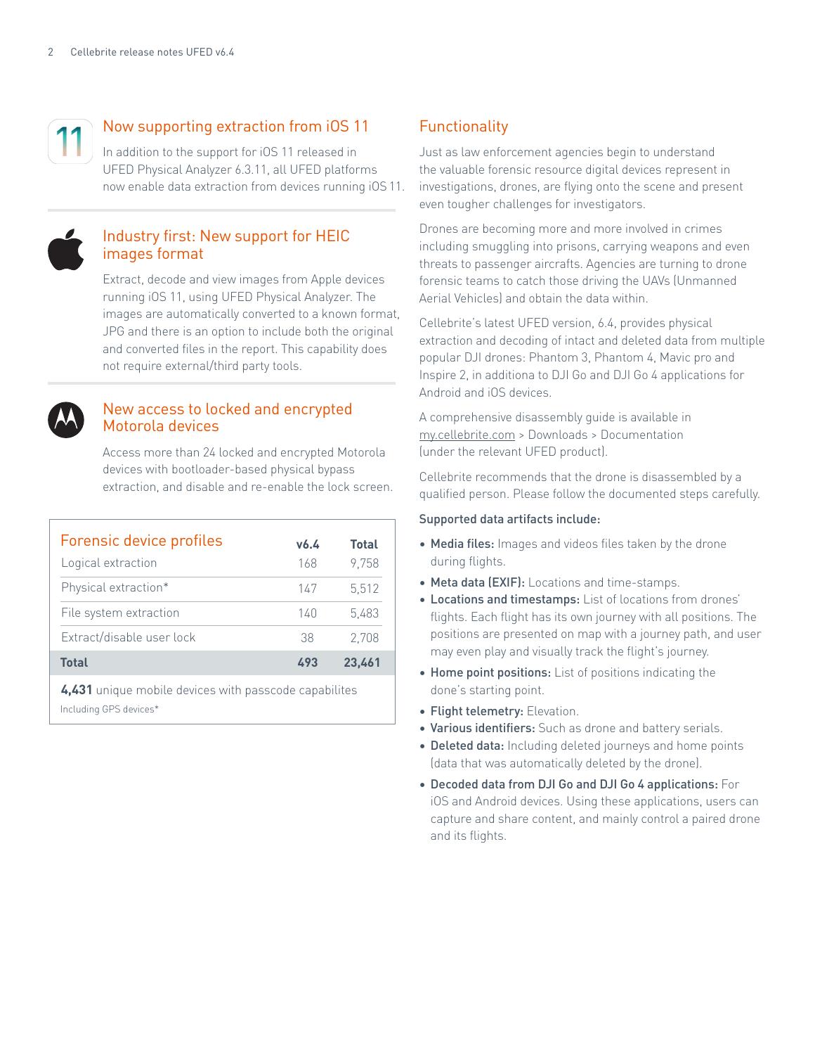## Now supporting extraction from iOS 11

In addition to the support for iOS 11 released in UFED Physical Analyzer 6.3.11, all UFED platforms now enable data extraction from devices running iOS 11.

## Industry first: New support for HEIC images format

Extract, decode and view images from Apple devices running iOS 11, using UFED Physical Analyzer. The images are automatically converted to a known format, JPG and there is an option to include both the original and converted files in the report. This capability does not require external/third party tools.

## New access to locked and encrypted Motorola devices

Access more than 24 locked and encrypted Motorola devices with bootloader-based physical bypass extraction, and disable and re-enable the lock screen.

| Forensic device profiles | v6.4 | Total |
|---|---|---|
| Logical extraction | 168 | 9,758 |
| Physical extraction* | 147 | 5,512 |
| File system extraction | 140 | 5,483 |
| Extract/disable user lock | 38 | 2,708 |
| **Total** | **493** | **23,461** |

**4,431** unique mobile devices with passcode capabilites

Including GPS devices*

## Functionality

Just as law enforcement agencies begin to understand the valuable forensic resource digital devices represent in investigations, drones, are flying onto the scene and present even tougher challenges for investigators.

Drones are becoming more and more involved in crimes including smuggling into prisons, carrying weapons and even threats to passenger aircrafts. Agencies are turning to drone forensic teams to catch those driving the UAVs (Unmanned Aerial Vehicles) and obtain the data within.

Cellebrite's latest UFED version, 6.4, provides physical extraction and decoding of intact and deleted data from multiple popular DJI drones: Phantom 3, Phantom 4, Mavic pro and Inspire 2, in additiona to DJI Go and DJI Go 4 applications for Android and iOS devices.

A comprehensive disassembly guide is available in my.cellebrite.com > Downloads > Documentation (under the relevant UFED product).

Cellebrite recommends that the drone is disassembled by a qualified person. Please follow the documented steps carefully.

**Supported data artifacts include:**

- **Media files:** Images and videos files taken by the drone during flights.
- **Meta data (EXIF):** Locations and time-stamps.
- **Locations and timestamps:** List of locations from drones' flights. Each flight has its own journey with all positions. The positions are presented on map with a journey path, and user may even play and visually track the flight's journey.
- **Home point positions:** List of positions indicating the done's starting point.
- **Flight telemetry:** Elevation.
- **Various identifiers:** Such as drone and battery serials.
- **Deleted data:** Including deleted journeys and home points (data that was automatically deleted by the drone).
- **Decoded data from DJI Go and DJI Go 4 applications:** For iOS and Android devices. Using these applications, users can capture and share content, and mainly control a paired drone and its flights.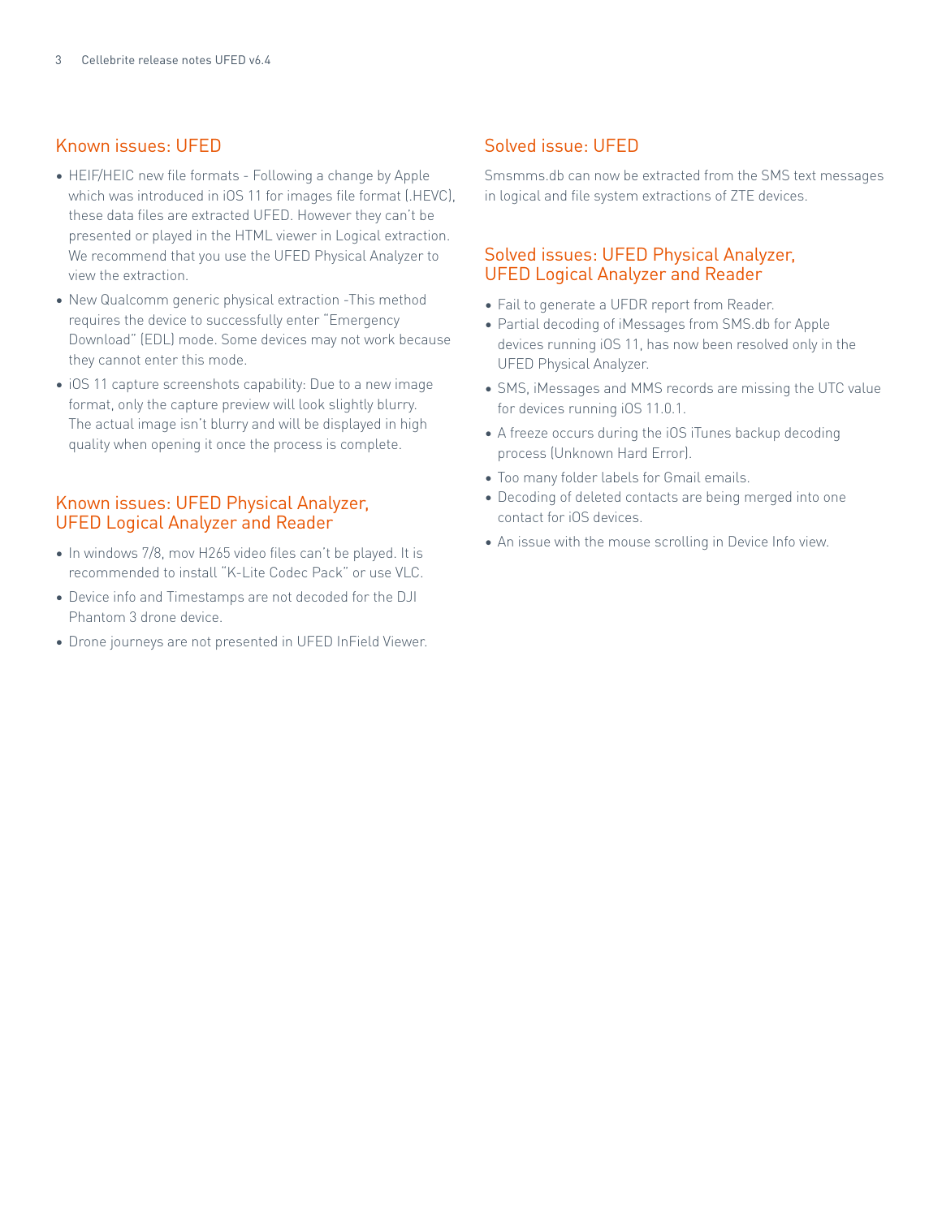## Known issues: UFED

- HEIF/HEIC new file formats - Following a change by Apple which was introduced in iOS 11 for images file format (.HEVC), these data files are extracted UFED. However they can't be presented or played in the HTML viewer in Logical extraction. We recommend that you use the UFED Physical Analyzer to view the extraction.
- New Qualcomm generic physical extraction -This method requires the device to successfully enter "Emergency Download" (EDL) mode. Some devices may not work because they cannot enter this mode.
- iOS 11 capture screenshots capability: Due to a new image format, only the capture preview will look slightly blurry. The actual image isn't blurry and will be displayed in high quality when opening it once the process is complete.

## Known issues: UFED Physical Analyzer, UFED Logical Analyzer and Reader

- In windows 7/8, mov H265 video files can't be played. It is recommended to install "K-Lite Codec Pack" or use VLC.
- Device info and Timestamps are not decoded for the DJI Phantom 3 drone device.
- Drone journeys are not presented in UFED InField Viewer.

## Solved issue: UFED

Smsmms.db can now be extracted from the SMS text messages in logical and file system extractions of ZTE devices.

## Solved issues: UFED Physical Analyzer, UFED Logical Analyzer and Reader

- Fail to generate a UFDR report from Reader.
- Partial decoding of iMessages from SMS.db for Apple devices running iOS 11, has now been resolved only in the UFED Physical Analyzer.
- SMS, iMessages and MMS records are missing the UTC value for devices running iOS 11.0.1.
- A freeze occurs during the iOS iTunes backup decoding process (Unknown Hard Error).
- Too many folder labels for Gmail emails.
- Decoding of deleted contacts are being merged into one contact for iOS devices.
- An issue with the mouse scrolling in Device Info view.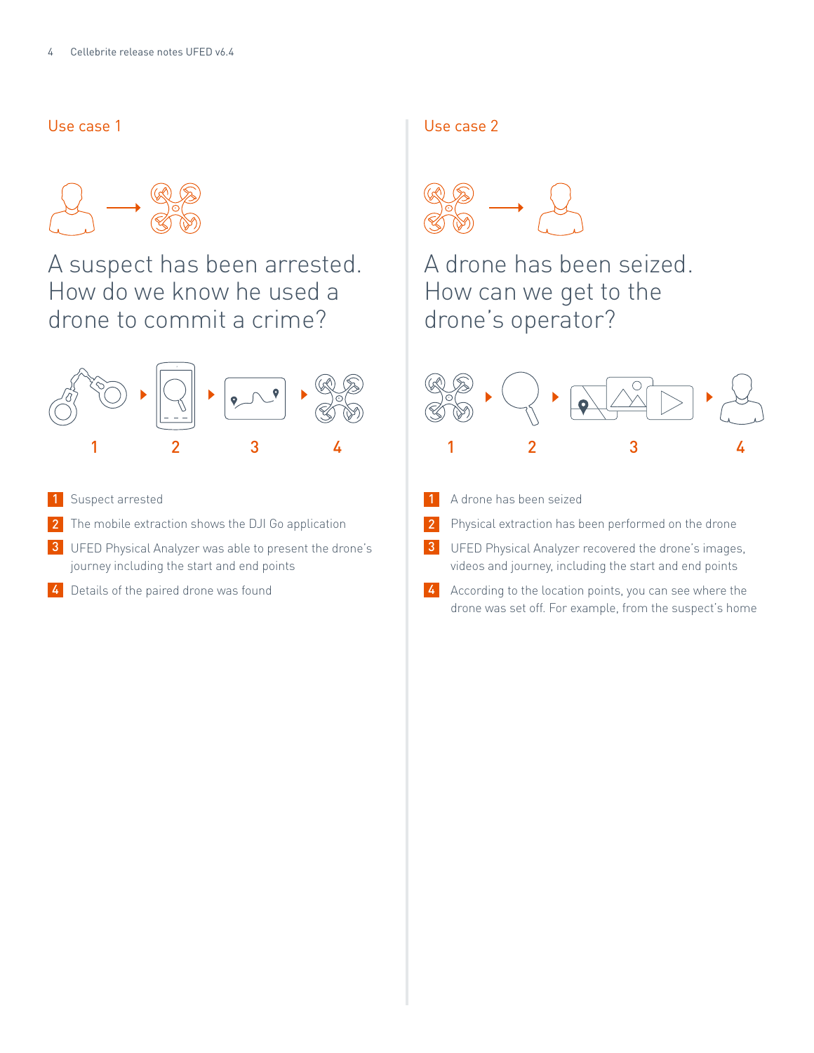## Use case 1

### A suspect has been arrested. How do we know he used a drone to commit a crime?

1. Suspect arrested
2. The mobile extraction shows the DJI Go application
3. UFED Physical Analyzer was able to present the drone's journey including the start and end points
4. Details of the paired drone was found

## Use case 2

### A drone has been seized. How can we get to the drone's operator?

1. A drone has been seized
2. Physical extraction has been performed on the drone
3. UFED Physical Analyzer recovered the drone's images, videos and journey, including the start and end points
4. According to the location points, you can see where the drone was set off. For example, from the suspect's home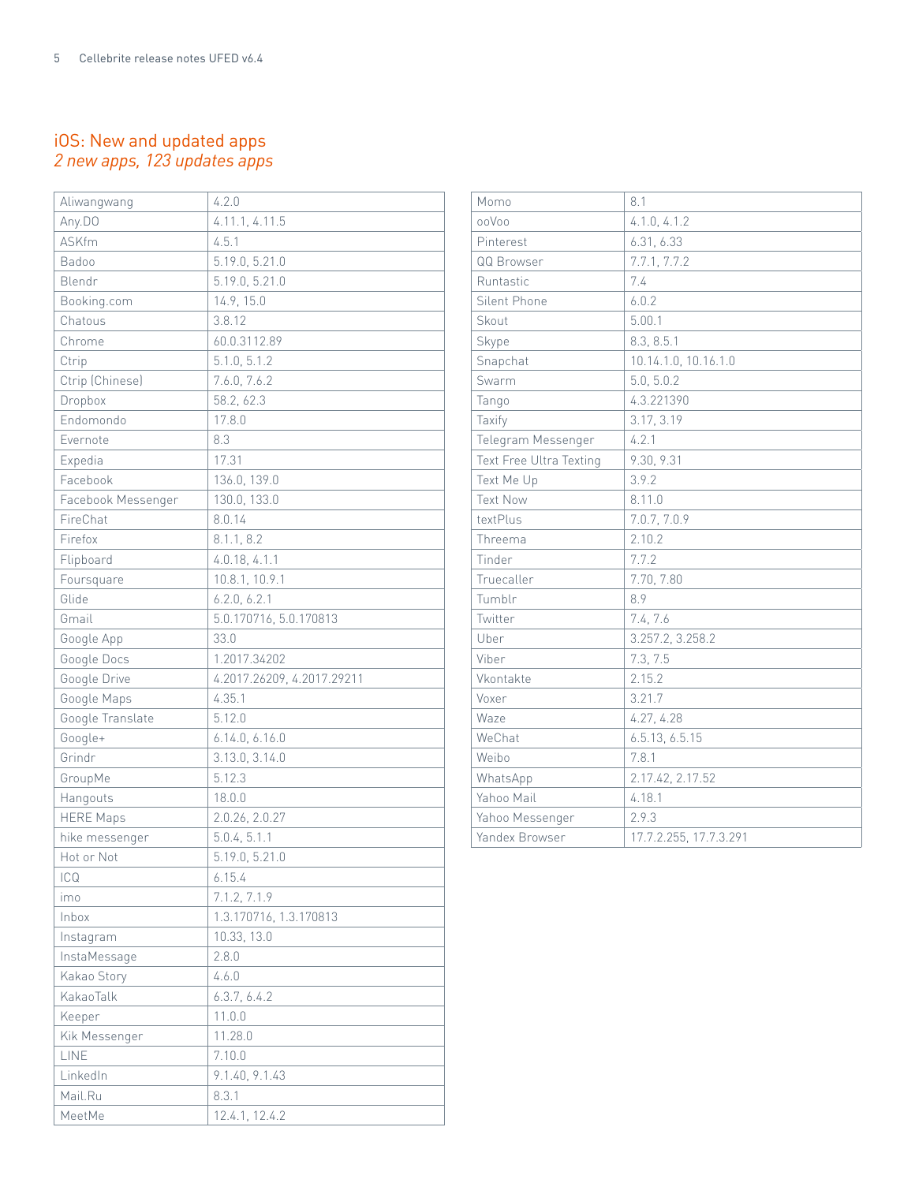## iOS: New and updated apps

*2 new apps, 123 updates apps*

| | |
|---|---|
| Aliwangwang | 4.2.0 |
| Any.DO | 4.11.1, 4.11.5 |
| ASKfm | 4.5.1 |
| Badoo | 5.19.0, 5.21.0 |
| Blendr | 5.19.0, 5.21.0 |
| Booking.com | 14.9, 15.0 |
| Chatous | 3.8.12 |
| Chrome | 60.0.3112.89 |
| Ctrip | 5.1.0, 5.1.2 |
| Ctrip (Chinese) | 7.6.0, 7.6.2 |
| Dropbox | 58.2, 62.3 |
| Endomondo | 17.8.0 |
| Evernote | 8.3 |
| Expedia | 17.31 |
| Facebook | 136.0, 139.0 |
| Facebook Messenger | 130.0, 133.0 |
| FireChat | 8.0.14 |
| Firefox | 8.1.1, 8.2 |
| Flipboard | 4.0.18, 4.1.1 |
| Foursquare | 10.8.1, 10.9.1 |
| Glide | 6.2.0, 6.2.1 |
| Gmail | 5.0.170716, 5.0.170813 |
| Google App | 33.0 |
| Google Docs | 1.2017.34202 |
| Google Drive | 4.2017.26209, 4.2017.29211 |
| Google Maps | 4.35.1 |
| Google Translate | 5.12.0 |
| Google+ | 6.14.0, 6.16.0 |
| Grindr | 3.13.0, 3.14.0 |
| GroupMe | 5.12.3 |
| Hangouts | 18.0.0 |
| HERE Maps | 2.0.26, 2.0.27 |
| hike messenger | 5.0.4, 5.1.1 |
| Hot or Not | 5.19.0, 5.21.0 |
| ICQ | 6.15.4 |
| imo | 7.1.2, 7.1.9 |
| Inbox | 1.3.170716, 1.3.170813 |
| Instagram | 10.33, 13.0 |
| InstaMessage | 2.8.0 |
| Kakao Story | 4.6.0 |
| KakaoTalk | 6.3.7, 6.4.2 |
| Keeper | 11.0.0 |
| Kik Messenger | 11.28.0 |
| LINE | 7.10.0 |
| LinkedIn | 9.1.40, 9.1.43 |
| Mail.Ru | 8.3.1 |
| MeetMe | 12.4.1, 12.4.2 |
| Momo | 8.1 |
| ooVoo | 4.1.0, 4.1.2 |
| Pinterest | 6.31, 6.33 |
| QQ Browser | 7.7.1, 7.7.2 |
| Runtastic | 7.4 |
| Silent Phone | 6.0.2 |
| Skout | 5.00.1 |
| Skype | 8.3, 8.5.1 |
| Snapchat | 10.14.1.0, 10.16.1.0 |
| Swarm | 5.0, 5.0.2 |
| Tango | 4.3.221390 |
| Taxify | 3.17, 3.19 |
| Telegram Messenger | 4.2.1 |
| Text Free Ultra Texting | 9.30, 9.31 |
| Text Me Up | 3.9.2 |
| Text Now | 8.11.0 |
| textPlus | 7.0.7, 7.0.9 |
| Threema | 2.10.2 |
| Tinder | 7.7.2 |
| Truecaller | 7.70, 7.80 |
| Tumblr | 8.9 |
| Twitter | 7.4, 7.6 |
| Uber | 3.257.2, 3.258.2 |
| Viber | 7.3, 7.5 |
| Vkontakte | 2.15.2 |
| Voxer | 3.21.7 |
| Waze | 4.27, 4.28 |
| WeChat | 6.5.13, 6.5.15 |
| Weibo | 7.8.1 |
| WhatsApp | 2.17.42, 2.17.52 |
| Yahoo Mail | 4.18.1 |
| Yahoo Messenger | 2.9.3 |
| Yandex Browser | 17.7.2.255, 17.7.3.291 |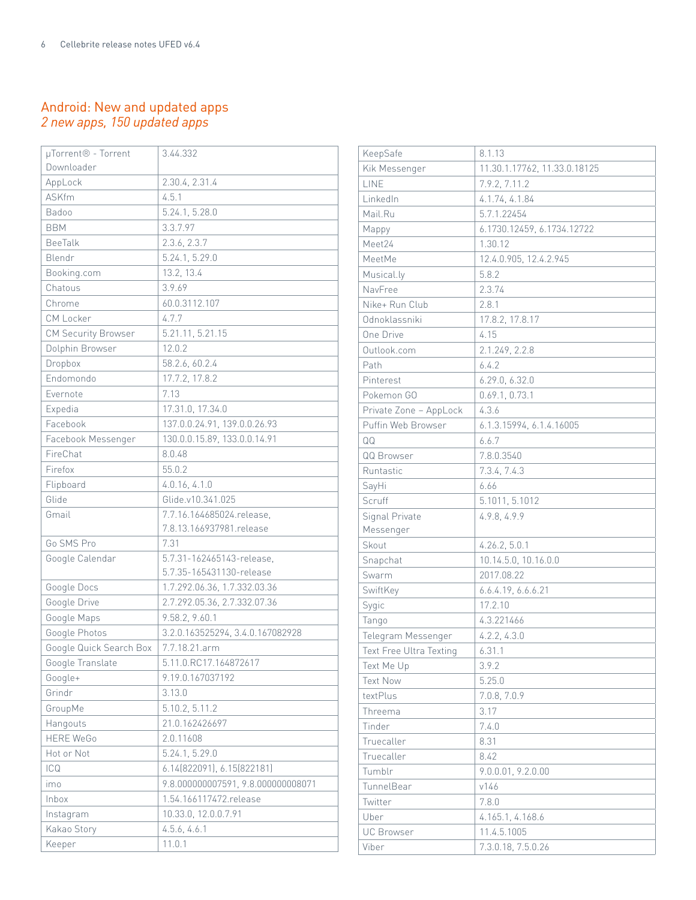## Android: New and updated apps

*2 new apps, 150 updated apps*

| | |
|---|---|
| µTorrent® - Torrent Downloader | 3.44.332 |
| AppLock | 2.30.4, 2.31.4 |
| ASKfm | 4.5.1 |
| Badoo | 5.24.1, 5.28.0 |
| BBM | 3.3.7.97 |
| BeeTalk | 2.3.6, 2.3.7 |
| Blendr | 5.24.1, 5.29.0 |
| Booking.com | 13.2, 13.4 |
| Chatous | 3.9.69 |
| Chrome | 60.0.3112.107 |
| CM Locker | 4.7.7 |
| CM Security Browser | 5.21.11, 5.21.15 |
| Dolphin Browser | 12.0.2 |
| Dropbox | 58.2.6, 60.2.4 |
| Endomondo | 17.7.2, 17.8.2 |
| Evernote | 7.13 |
| Expedia | 17.31.0, 17.34.0 |
| Facebook | 137.0.0.24.91, 139.0.0.26.93 |
| Facebook Messenger | 130.0.0.15.89, 133.0.0.14.91 |
| FireChat | 8.0.48 |
| Firefox | 55.0.2 |
| Flipboard | 4.0.16, 4.1.0 |
| Glide | Glide.v10.341.025 |
| Gmail | 7.7.16.164685024.release, 7.8.13.166937981.release |
| Go SMS Pro | 7.31 |
| Google Calendar | 5.7.31-162465143-release, 5.7.35-165431130-release |
| Google Docs | 1.7.292.06.36, 1.7.332.03.36 |
| Google Drive | 2.7.292.05.36, 2.7.332.07.36 |
| Google Maps | 9.58.2, 9.60.1 |
| Google Photos | 3.2.0.163525294, 3.4.0.167082928 |
| Google Quick Search Box | 7.7.18.21.arm |
| Google Translate | 5.11.0.RC17.164872617 |
| Google+ | 9.19.0.167037192 |
| Grindr | 3.13.0 |
| GroupMe | 5.10.2, 5.11.2 |
| Hangouts | 21.0.162426697 |
| HERE WeGo | 2.0.11608 |
| Hot or Not | 5.24.1, 5.29.0 |
| ICQ | 6.14(822091), 6.15(822181) |
| imo | 9.8.000000007591, 9.8.000000008071 |
| Inbox | 1.54.166117472.release |
| Instagram | 10.33.0, 12.0.0.7.91 |
| Kakao Story | 4.5.6, 4.6.1 |
| Keeper | 11.0.1 |
| KeepSafe | 8.1.13 |
| Kik Messenger | 11.30.1.17762, 11.33.0.18125 |
| LINE | 7.9.2, 7.11.2 |
| LinkedIn | 4.1.74, 4.1.84 |
| Mail.Ru | 5.7.1.22454 |
| Mappy | 6.1730.12459, 6.1734.12722 |
| Meet24 | 1.30.12 |
| MeetMe | 12.4.0.905, 12.4.2.945 |
| Musical.ly | 5.8.2 |
| NavFree | 2.3.74 |
| Nike+ Run Club | 2.8.1 |
| Odnoklassniki | 17.8.2, 17.8.17 |
| One Drive | 4.15 |
| Outlook.com | 2.1.249, 2.2.8 |
| Path | 6.4.2 |
| Pinterest | 6.29.0, 6.32.0 |
| Pokemon GO | 0.69.1, 0.73.1 |
| Private Zone – AppLock | 4.3.6 |
| Puffin Web Browser | 6.1.3.15994, 6.1.4.16005 |
| QQ | 6.6.7 |
| QQ Browser | 7.8.0.3540 |
| Runtastic | 7.3.4, 7.4.3 |
| SayHi | 6.66 |
| Scruff | 5.1011, 5.1012 |
| Signal Private Messenger | 4.9.8, 4.9.9 |
| Skout | 4.26.2, 5.0.1 |
| Snapchat | 10.14.5.0, 10.16.0.0 |
| Swarm | 2017.08.22 |
| SwiftKey | 6.6.4.19, 6.6.6.21 |
| Sygic | 17.2.10 |
| Tango | 4.3.221466 |
| Telegram Messenger | 4.2.2, 4.3.0 |
| Text Free Ultra Texting | 6.31.1 |
| Text Me Up | 3.9.2 |
| Text Now | 5.25.0 |
| textPlus | 7.0.8, 7.0.9 |
| Threema | 3.17 |
| Tinder | 7.4.0 |
| Truecaller | 8.31 |
| Truecaller | 8.42 |
| Tumblr | 9.0.0.01, 9.2.0.00 |
| TunnelBear | v146 |
| Twitter | 7.8.0 |
| Uber | 4.165.1, 4.168.6 |
| UC Browser | 11.4.5.1005 |
| Viber | 7.3.0.18, 7.5.0.26 |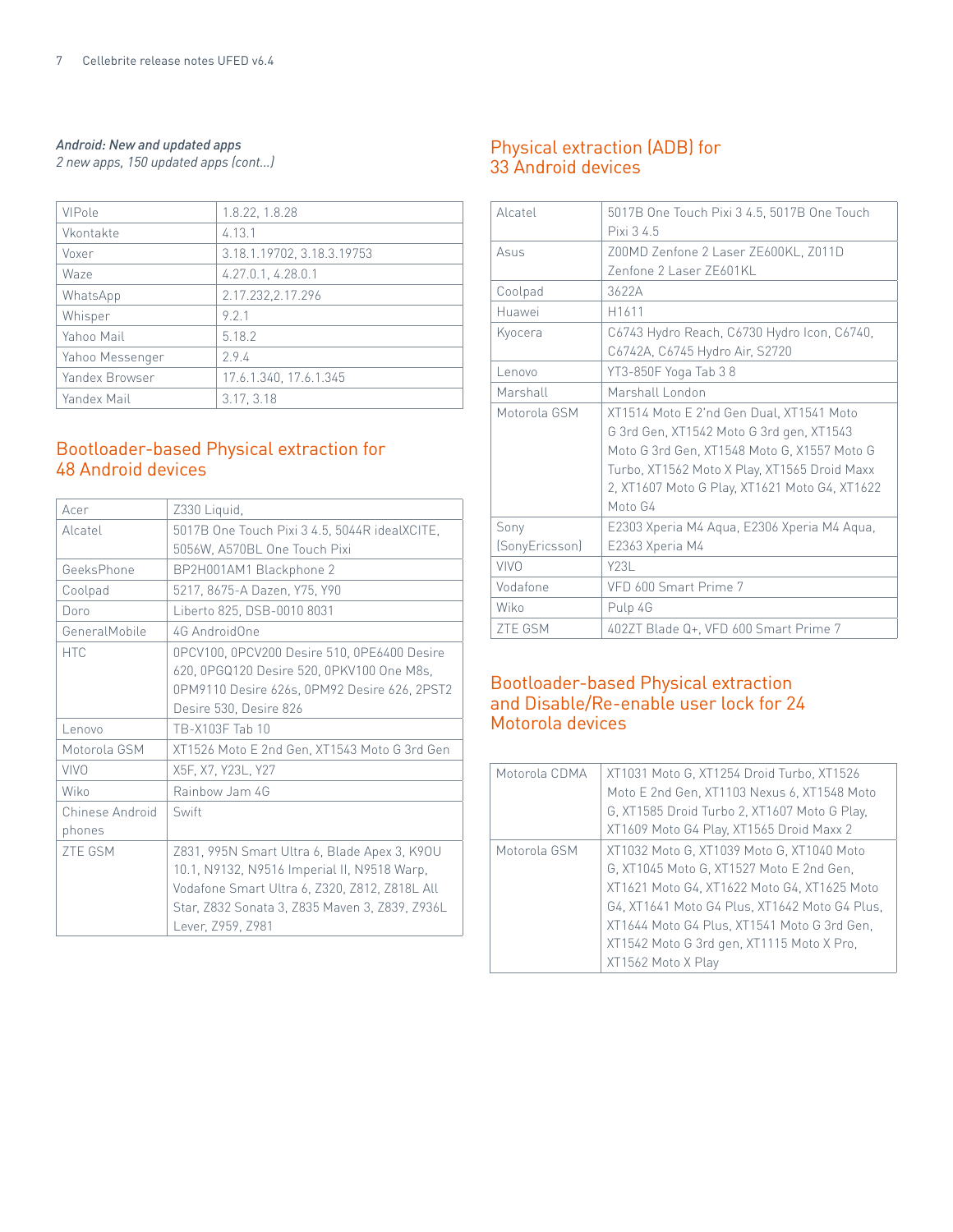*Android: New and updated apps*
*2 new apps, 150 updated apps (cont...)*

| | |
|---|---|
| VIPole | 1.8.22, 1.8.28 |
| Vkontakte | 4.13.1 |
| Voxer | 3.18.1.19702, 3.18.3.19753 |
| Waze | 4.27.0.1, 4.28.0.1 |
| WhatsApp | 2.17.232,2.17.296 |
| Whisper | 9.2.1 |
| Yahoo Mail | 5.18.2 |
| Yahoo Messenger | 2.9.4 |
| Yandex Browser | 17.6.1.340, 17.6.1.345 |
| Yandex Mail | 3.17, 3.18 |

## Bootloader-based Physical extraction for 48 Android devices

| | |
|---|---|
| Acer | Z330 Liquid, |
| Alcatel | 5017B One Touch Pixi 3 4.5, 5044R idealXCITE, 5056W, A570BL One Touch Pixi |
| GeeksPhone | BP2H001AM1 Blackphone 2 |
| Coolpad | 5217, 8675-A Dazen, Y75, Y90 |
| Doro | Liberto 825, DSB-0010 8031 |
| GeneralMobile | 4G AndroidOne |
| HTC | 0PCV100, 0PCV200 Desire 510, 0PE6400 Desire 620, 0PGQ120 Desire 520, 0PKV100 One M8s, 0PM9110 Desire 626s, 0PM92 Desire 626, 2PST2 Desire 530, Desire 826 |
| Lenovo | TB-X103F Tab 10 |
| Motorola GSM | XT1526 Moto E 2nd Gen, XT1543 Moto G 3rd Gen |
| VIVO | X5F, X7, Y23L, Y27 |
| Wiko | Rainbow Jam 4G |
| Chinese Android phones | Swift |
| ZTE GSM | Z831, 995N Smart Ultra 6, Blade Apex 3, K90U 10.1, N9132, N9516 Imperial II, N9518 Warp, Vodafone Smart Ultra 6, Z320, Z812, Z818L All Star, Z832 Sonata 3, Z835 Maven 3, Z839, Z936L Lever, Z959, Z981 |

## Physical extraction (ADB) for 33 Android devices

| | |
|---|---|
| Alcatel | 5017B One Touch Pixi 3 4.5, 5017B One Touch Pixi 3 4.5 |
| Asus | Z00MD Zenfone 2 Laser ZE600KL, Z011D Zenfone 2 Laser ZE601KL |
| Coolpad | 3622A |
| Huawei | H1611 |
| Kyocera | C6743 Hydro Reach, C6730 Hydro Icon, C6740, C6742A, C6745 Hydro Air, S2720 |
| Lenovo | YT3-850F Yoga Tab 3 8 |
| Marshall | Marshall London |
| Motorola GSM | XT1514 Moto E 2'nd Gen Dual, XT1541 Moto G 3rd Gen, XT1542 Moto G 3rd gen, XT1543 Moto G 3rd Gen, XT1548 Moto G, X1557 Moto G Turbo, XT1562 Moto X Play, XT1565 Droid Maxx 2, XT1607 Moto G Play, XT1621 Moto G4, XT1622 Moto G4 |
| Sony (SonyEricsson) | E2303 Xperia M4 Aqua, E2306 Xperia M4 Aqua, E2363 Xperia M4 |
| VIVO | Y23L |
| Vodafone | VFD 600 Smart Prime 7 |
| Wiko | Pulp 4G |
| ZTE GSM | 402ZT Blade Q+, VFD 600 Smart Prime 7 |

## Bootloader-based Physical extraction and Disable/Re-enable user lock for 24 Motorola devices

| | |
|---|---|
| Motorola CDMA | XT1031 Moto G, XT1254 Droid Turbo, XT1526 Moto E 2nd Gen, XT1103 Nexus 6, XT1548 Moto G, XT1585 Droid Turbo 2, XT1607 Moto G Play, XT1609 Moto G4 Play, XT1565 Droid Maxx 2 |
| Motorola GSM | XT1032 Moto G, XT1039 Moto G, XT1040 Moto G, XT1045 Moto G, XT1527 Moto E 2nd Gen, XT1621 Moto G4, XT1622 Moto G4, XT1625 Moto G4, XT1641 Moto G4 Plus, XT1642 Moto G4 Plus, XT1644 Moto G4 Plus, XT1541 Moto G 3rd Gen, XT1542 Moto G 3rd gen, XT1115 Moto X Pro, XT1562 Moto X Play |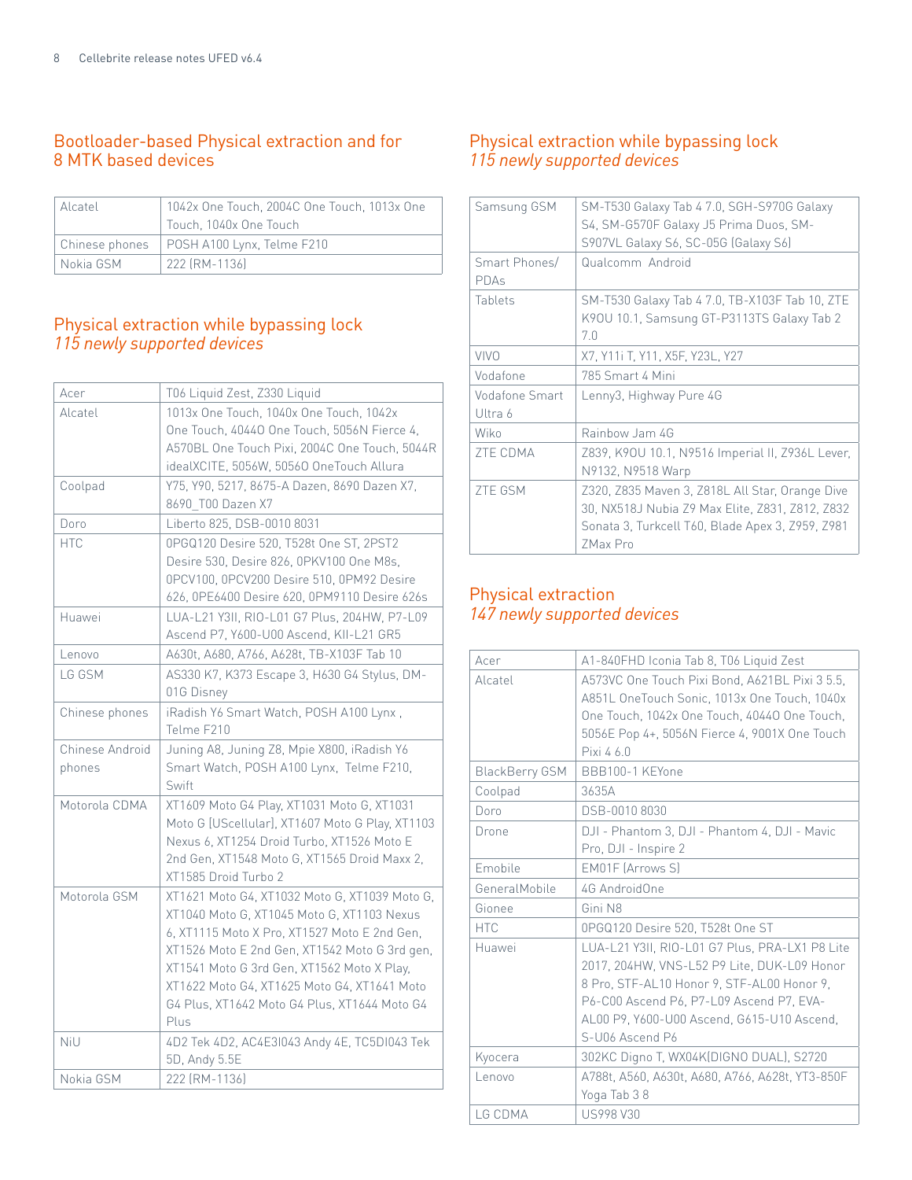## Bootloader-based Physical extraction and for 8 MTK based devices

| | |
|---|---|
| Alcatel | 1042x One Touch, 2004C One Touch, 1013x One Touch, 1040x One Touch |
| Chinese phones | POSH A100 Lynx, Telme F210 |
| Nokia GSM | 222 (RM-1136) |

## Physical extraction while bypassing lock
*115 newly supported devices*

| | |
|---|---|
| Acer | T06 Liquid Zest, Z330 Liquid |
| Alcatel | 1013x One Touch, 1040x One Touch, 1042x One Touch, 4044O One Touch, 5056N Fierce 4, A570BL One Touch Pixi, 2004C One Touch, 5044R idealXCITE, 5056W, 5056O OneTouch Allura |
| Coolpad | Y75, Y90, 5217, 8675-A Dazen, 8690 Dazen X7, 8690_T00 Dazen X7 |
| Doro | Liberto 825, DSB-0010 8031 |
| HTC | 0PGQ120 Desire 520, T528t One ST, 2PST2 Desire 530, Desire 826, 0PKV100 One M8s, 0PCV100, 0PCV200 Desire 510, 0PM92 Desire 626, 0PE6400 Desire 620, 0PM9110 Desire 626s |
| Huawei | LUA-L21 Y3II, RIO-L01 G7 Plus, 204HW, P7-L09 Ascend P7, Y600-U00 Ascend, KII-L21 GR5 |
| Lenovo | A630t, A680, A766, A628t, TB-X103F Tab 10 |
| LG GSM | AS330 K7, K373 Escape 3, H630 G4 Stylus, DM-01G Disney |
| Chinese phones | iRadish Y6 Smart Watch, POSH A100 Lynx , Telme F210 |
| Chinese Android phones | Juning A8, Juning Z8, Mpie X800, iRadish Y6 Smart Watch, POSH A100 Lynx, Telme F210, Swift |
| Motorola CDMA | XT1609 Moto G4 Play, XT1031 Moto G, XT1031 Moto G [UScellular], XT1607 Moto G Play, XT1103 Nexus 6, XT1254 Droid Turbo, XT1526 Moto E 2nd Gen, XT1548 Moto G, XT1565 Droid Maxx 2, XT1585 Droid Turbo 2 |
| Motorola GSM | XT1621 Moto G4, XT1032 Moto G, XT1039 Moto G, XT1040 Moto G, XT1045 Moto G, XT1103 Nexus 6, XT1115 Moto X Pro, XT1527 Moto E 2nd Gen, XT1526 Moto E 2nd Gen, XT1542 Moto G 3rd gen, XT1541 Moto G 3rd Gen, XT1562 Moto X Play, XT1622 Moto G4, XT1625 Moto G4, XT1641 Moto G4 Plus, XT1642 Moto G4 Plus, XT1644 Moto G4 Plus |
| NiU | 4D2 Tek 4D2, AC4E3I043 Andy 4E, TC5DI043 Tek 5D, Andy 5.5E |
| Nokia GSM | 222 (RM-1136) |
| Samsung GSM | SM-T530 Galaxy Tab 4 7.0, SGH-S970G Galaxy S4, SM-G570F Galaxy J5 Prima Duos, SM-S907VL Galaxy S6, SC-05G (Galaxy S6) |
| Smart Phones/ PDAs | Qualcomm Android |
| Tablets | SM-T530 Galaxy Tab 4 7.0, TB-X103F Tab 10, ZTE K90U 10.1, Samsung GT-P3113TS Galaxy Tab 2 7.0 |
| VIVO | X7, Y11i T, Y11, X5F, Y23L, Y27 |
| Vodafone | 785 Smart 4 Mini |
| Vodafone Smart Ultra 6 | Lenny3, Highway Pure 4G |
| Wiko | Rainbow Jam 4G |
| ZTE CDMA | Z839, K90U 10.1, N9516 Imperial II, Z936L Lever, N9132, N9518 Warp |
| ZTE GSM | Z320, Z835 Maven 3, Z818L All Star, Orange Dive 30, NX518J Nubia Z9 Max Elite, Z831, Z812, Z832 Sonata 3, Turkcell T60, Blade Apex 3, Z959, Z981 ZMax Pro |

## Physical extraction
*147 newly supported devices*

| | |
|---|---|
| Acer | A1-840FHD Iconia Tab 8, T06 Liquid Zest |
| Alcatel | A573VC One Touch Pixi Bond, A621BL Pixi 3 5.5, A851L OneTouch Sonic, 1013x One Touch, 1040x One Touch, 1042x One Touch, 4044O One Touch, 5056E Pop 4+, 5056N Fierce 4, 9001X One Touch Pixi 4 6.0 |
| BlackBerry GSM | BBB100-1 KEYone |
| Coolpad | 3635A |
| Doro | DSB-0010 8030 |
| Drone | DJI - Phantom 3, DJI - Phantom 4, DJI - Mavic Pro, DJI - Inspire 2 |
| Emobile | EM01F (Arrows S) |
| GeneralMobile | 4G AndroidOne |
| Gionee | Gini N8 |
| HTC | 0PGQ120 Desire 520, T528t One ST |
| Huawei | LUA-L21 Y3II, RIO-L01 G7 Plus, PRA-LX1 P8 Lite 2017, 204HW, VNS-L52 P9 Lite, DUK-L09 Honor 8 Pro, STF-AL10 Honor 9, STF-AL00 Honor 9, P6-C00 Ascend P6, P7-L09 Ascend P7, EVA-AL00 P9, Y600-U00 Ascend, G615-U10 Ascend, S-U06 Ascend P6 |
| Kyocera | 302KC Digno T, WX04K(DIGNO DUAL), S2720 |
| Lenovo | A788t, A560, A630t, A680, A766, A628t, YT3-850F Yoga Tab 3 8 |
| LG CDMA | US998 V30 |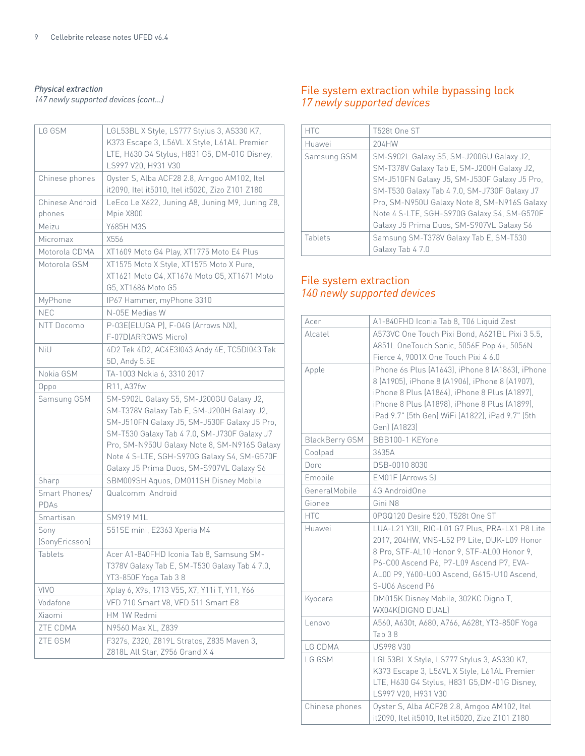*Physical extraction*
*147 newly supported devices (cont...)*

| | |
|---|---|
| LG GSM | LGL53BL X Style, LS777 Stylus 3, AS330 K7, K373 Escape 3, L56VL X Style, L61AL Premier LTE, H630 G4 Stylus, H831 G5, DM-01G Disney, LS997 V20, H931 V30 |
| Chinese phones | Oyster S, Alba ACF28 2.8, Amgoo AM102, Itel it2090, Itel it5010, Itel it5020, Zizo Z101 Z180 |
| Chinese Android phones | LeEco Le X622, Juning A8, Juning M9, Juning Z8, Mpie X800 |
| Meizu | Y685H M3S |
| Micromax | X556 |
| Motorola CDMA | XT1609 Moto G4 Play, XT1775 Moto E4 Plus |
| Motorola GSM | XT1575 Moto X Style, XT1575 Moto X Pure, XT1621 Moto G4, XT1676 Moto G5, XT1671 Moto G5, XT1686 Moto G5 |
| MyPhone | IP67 Hammer, myPhone 3310 |
| NEC | N-05E Medias W |
| NTT Docomo | P-03E(ELUGA P), F-04G (Arrows NX), F-07D(ARROWS Micro) |
| NiU | 4D2 Tek 4D2, AC4E3I043 Andy 4E, TC5DI043 Tek 5D, Andy 5.5E |
| Nokia GSM | TA-1003 Nokia 6, 3310 2017 |
| Oppo | R11, A37fw |
| Samsung GSM | SM-S902L Galaxy S5, SM-J200GU Galaxy J2, SM-T378V Galaxy Tab E, SM-J200H Galaxy J2, SM-J510FN Galaxy J5, SM-J530F Galaxy J5 Pro, SM-T530 Galaxy Tab 4 7.0, SM-J730F Galaxy J7 Pro, SM-N950U Galaxy Note 8, SM-N916S Galaxy Note 4 S-LTE, SGH-S970G Galaxy S4, SM-G570F Galaxy J5 Prima Duos, SM-S907VL Galaxy S6 |
| Sharp | SBM009SH Aquos, DM011SH Disney Mobile |
| Smart Phones/ PDAs | Qualcomm Android |
| Smartisan | SM919 M1L |
| Sony (SonyEricsson) | S51SE mini, E2363 Xperia M4 |
| Tablets | Acer A1-840FHD Iconia Tab 8, Samsung SM-T378V Galaxy Tab E, SM-T530 Galaxy Tab 4 7.0, YT3-850F Yoga Tab 3 8 |
| VIVO | Xplay 6, X9s, 1713 V5S, X7, Y11i T, Y11, Y66 |
| Vodafone | VFD 710 Smart V8, VFD 511 Smart E8 |
| Xiaomi | HM 1W Redmi |
| ZTE CDMA | N9560 Max XL, Z839 |
| ZTE GSM | F327s, Z320, Z819L Stratos, Z835 Maven 3, Z818L All Star, Z956 Grand X 4 |

## File system extraction while bypassing lock
*17 newly supported devices*

| | |
|---|---|
| HTC | T528t One ST |
| Huawei | 204HW |
| Samsung GSM | SM-S902L Galaxy S5, SM-J200GU Galaxy J2, SM-T378V Galaxy Tab E, SM-J200H Galaxy J2, SM-J510FN Galaxy J5, SM-J530F Galaxy J5 Pro, SM-T530 Galaxy Tab 4 7.0, SM-J730F Galaxy J7 Pro, SM-N950U Galaxy Note 8, SM-N916S Galaxy Note 4 S-LTE, SGH-S970G Galaxy S4, SM-G570F Galaxy J5 Prima Duos, SM-S907VL Galaxy S6 |
| Tablets | Samsung SM-T378V Galaxy Tab E, SM-T530 Galaxy Tab 4 7.0 |

## File system extraction
*140 newly supported devices*

| | |
|---|---|
| Acer | A1-840FHD Iconia Tab 8, T06 Liquid Zest |
| Alcatel | A573VC One Touch Pixi Bond, A621BL Pixi 3 5.5, A851L OneTouch Sonic, 5056E Pop 4+, 5056N Fierce 4, 9001X One Touch Pixi 4 6.0 |
| Apple | iPhone 6s Plus (A1643), iPhone 8 (A1863), iPhone 8 (A1905), iPhone 8 (A1906), iPhone 8 (A1907), iPhone 8 Plus (A1864), iPhone 8 Plus (A1897), iPhone 8 Plus (A1898), iPhone 8 Plus (A1899), iPad 9.7" (5th Gen) WiFi (A1822), iPad 9.7" (5th Gen) (A1823) |
| BlackBerry GSM | BBB100-1 KEYone |
| Coolpad | 3635A |
| Doro | DSB-0010 8030 |
| Emobile | EM01F (Arrows S) |
| GeneralMobile | 4G AndroidOne |
| Gionee | Gini N8 |
| HTC | 0PGQ120 Desire 520, T528t One ST |
| Huawei | LUA-L21 Y3II, RIO-L01 G7 Plus, PRA-LX1 P8 Lite 2017, 204HW, VNS-L52 P9 Lite, DUK-L09 Honor 8 Pro, STF-AL10 Honor 9, STF-AL00 Honor 9, P6-C00 Ascend P6, P7-L09 Ascend P7, EVA-AL00 P9, Y600-U00 Ascend, G615-U10 Ascend, S-U06 Ascend P6 |
| Kyocera | DM015K Disney Mobile, 302KC Digno T, WX04K(DIGNO DUAL) |
| Lenovo | A560, A630t, A680, A766, A628t, YT3-850F Yoga Tab 3 8 |
| LG CDMA | US998 V30 |
| LG GSM | LGL53BL X Style, LS777 Stylus 3, AS330 K7, K373 Escape 3, L56VL X Style, L61AL Premier LTE, H630 G4 Stylus, H831 G5,DM-01G Disney, LS997 V20, H931 V30 |
| Chinese phones | Oyster S, Alba ACF28 2.8, Amgoo AM102, Itel it2090, Itel it5010, Itel it5020, Zizo Z101 Z180 |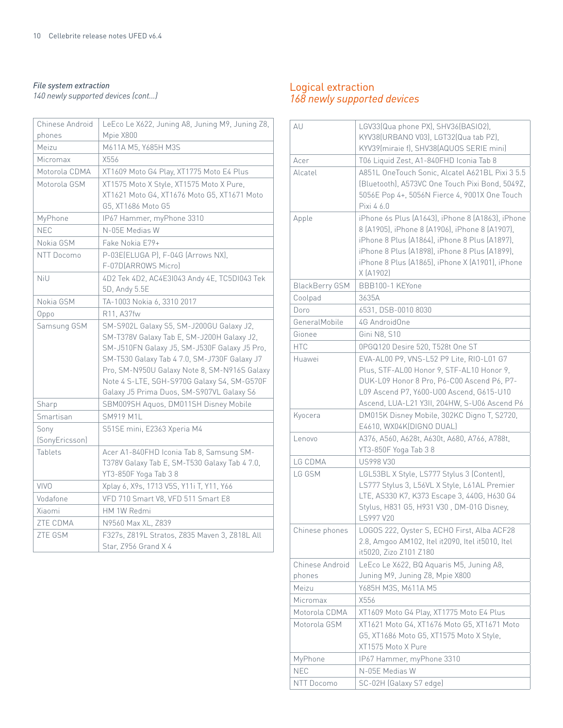*File system extraction*
*140 newly supported devices (cont...)*

| | |
|---|---|
| Chinese Android phones | LeEco Le X622, Juning A8, Juning M9, Juning Z8, Mpie X800 |
| Meizu | M611A M5, Y685H M3S |
| Micromax | X556 |
| Motorola CDMA | XT1609 Moto G4 Play, XT1775 Moto E4 Plus |
| Motorola GSM | XT1575 Moto X Style, XT1575 Moto X Pure, XT1621 Moto G4, XT1676 Moto G5, XT1671 Moto G5, XT1686 Moto G5 |
| MyPhone | IP67 Hammer, myPhone 3310 |
| NEC | N-05E Medias W |
| Nokia GSM | Fake Nokia E79+ |
| NTT Docomo | P-03E(ELUGA P), F-04G (Arrows NX), F-07D(ARROWS Micro) |
| NiU | 4D2 Tek 4D2, AC4E3I043 Andy 4E, TC5DI043 Tek 5D, Andy 5.5E |
| Nokia GSM | TA-1003 Nokia 6, 3310 2017 |
| Oppo | R11, A37fw |
| Samsung GSM | SM-S902L Galaxy S5, SM-J200GU Galaxy J2, SM-T378V Galaxy Tab E, SM-J200H Galaxy J2, SM-J510FN Galaxy J5, SM-J530F Galaxy J5 Pro, SM-T530 Galaxy Tab 4 7.0, SM-J730F Galaxy J7 Pro, SM-N950U Galaxy Note 8, SM-N916S Galaxy Note 4 S-LTE, SGH-S970G Galaxy S4, SM-G570F Galaxy J5 Prima Duos, SM-S907VL Galaxy S6 |
| Sharp | SBM009SH Aquos, DM011SH Disney Mobile |
| Smartisan | SM919 M1L |
| Sony (SonyEricsson) | S51SE mini, E2363 Xperia M4 |
| Tablets | Acer A1-840FHD Iconia Tab 8, Samsung SM-T378V Galaxy Tab E, SM-T530 Galaxy Tab 4 7.0, YT3-850F Yoga Tab 3 8 |
| VIVO | Xplay 6, X9s, 1713 V5S, Y11i T, Y11, Y66 |
| Vodafone | VFD 710 Smart V8, VFD 511 Smart E8 |
| Xiaomi | HM 1W Redmi |
| ZTE CDMA | N9560 Max XL, Z839 |
| ZTE GSM | F327s, Z819L Stratos, Z835 Maven 3, Z818L All Star, Z956 Grand X 4 |

## Logical extraction
*168 newly supported devices*

| | |
|---|---|
| AU | LGV33(Qua phone PX), SHV36(BASIO2), KYV38(URBANO V03), LGT32(Qua tab PZ), KYV39(miraie f), SHV38(AQUOS SERIE mini) |
| Acer | T06 Liquid Zest, A1-840FHD Iconia Tab 8 |
| Alcatel | A851L OneTouch Sonic, Alcatel A621BL Pixi 3 5.5 (Bluetooth), A573VC One Touch Pixi Bond, 5049Z, 5056E Pop 4+, 5056N Fierce 4, 9001X One Touch Pixi 4 6.0 |
| Apple | iPhone 6s Plus (A1643), iPhone 8 (A1863), iPhone 8 (A1905), iPhone 8 (A1906), iPhone 8 (A1907), iPhone 8 Plus (A1864), iPhone 8 Plus (A1897), iPhone 8 Plus (A1898), iPhone 8 Plus (A1899), iPhone 8 Plus (A1865), iPhone X (A1901), iPhone X (A1902) |
| BlackBerry GSM | BBB100-1 KEYone |
| Coolpad | 3635A |
| Doro | 6531, DSB-0010 8030 |
| GeneralMobile | 4G AndroidOne |
| Gionee | Gini N8, S10 |
| HTC | 0PGQ120 Desire 520, T528t One ST |
| Huawei | EVA-AL00 P9, VNS-L52 P9 Lite, RIO-L01 G7 Plus, STF-AL00 Honor 9, STF-AL10 Honor 9, DUK-L09 Honor 8 Pro, P6-C00 Ascend P6, P7-L09 Ascend P7, Y600-U00 Ascend, G615-U10 Ascend, LUA-L21 Y3II, 204HW, S-U06 Ascend P6 |
| Kyocera | DM015K Disney Mobile, 302KC Digno T, S2720, E4610, WX04K(DIGNO DUAL) |
| Lenovo | A376, A560, A628t, A630t, A680, A766, A788t, YT3-850F Yoga Tab 3 8 |
| LG CDMA | US998 V30 |
| LG GSM | LGL53BL X Style, LS777 Stylus 3 (Content), LS777 Stylus 3, L56VL X Style, L61AL Premier LTE, AS330 K7, K373 Escape 3, 440G, H630 G4 Stylus, H831 G5, H931 V30 , DM-01G Disney, LS997 V20 |
| Chinese phones | LOGOS 222, Oyster S, ECHO First, Alba ACF28 2.8, Amgoo AM102, Itel it2090, Itel it5010, Itel it5020, Zizo Z101 Z180 |
| Chinese Android phones | LeEco Le X622, BQ Aquaris M5, Juning A8, Juning M9, Juning Z8, Mpie X800 |
| Meizu | Y685H M3S, M611A M5 |
| Micromax | X556 |
| Motorola CDMA | XT1609 Moto G4 Play, XT1775 Moto E4 Plus |
| Motorola GSM | XT1621 Moto G4, XT1676 Moto G5, XT1671 Moto G5, XT1686 Moto G5, XT1575 Moto X Style, XT1575 Moto X Pure |
| MyPhone | IP67 Hammer, myPhone 3310 |
| NEC | N-05E Medias W |
| NTT Docomo | SC-02H (Galaxy S7 edge) |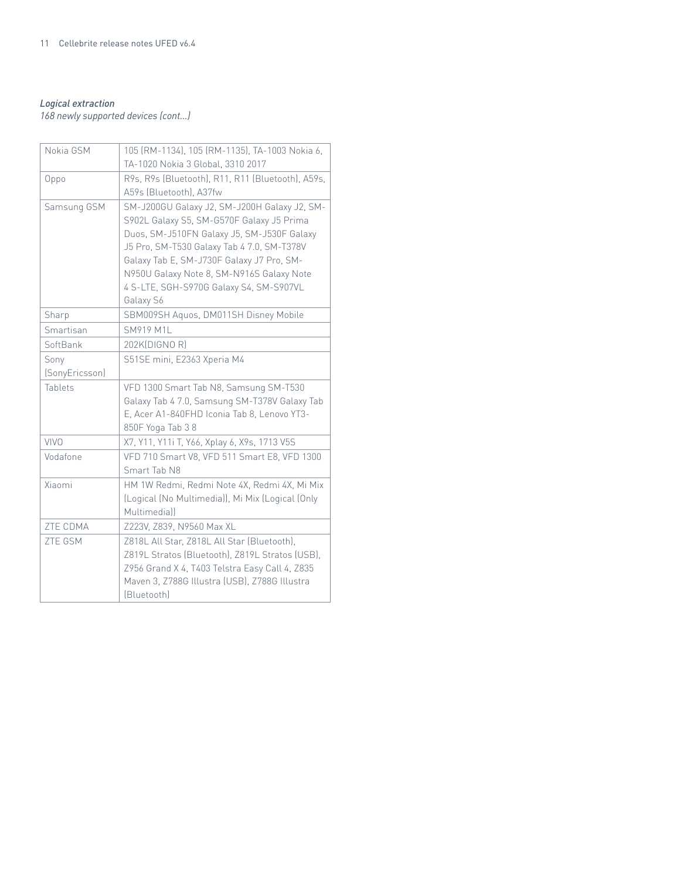*Logical extraction*
*168 newly supported devices (cont...)*

| | |
|---|---|
| Nokia GSM | 105 (RM-1134), 105 (RM-1135), TA-1003 Nokia 6, TA-1020 Nokia 3 Global, 3310 2017 |
| Oppo | R9s, R9s (Bluetooth), R11, R11 (Bluetooth), A59s, A59s (Bluetooth), A37fw |
| Samsung GSM | SM-J200GU Galaxy J2, SM-J200H Galaxy J2, SM-S902L Galaxy S5, SM-G570F Galaxy J5 Prima Duos, SM-J510FN Galaxy J5, SM-J530F Galaxy J5 Pro, SM-T530 Galaxy Tab 4 7.0, SM-T378V Galaxy Tab E, SM-J730F Galaxy J7 Pro, SM-N950U Galaxy Note 8, SM-N916S Galaxy Note 4 S-LTE, SGH-S970G Galaxy S4, SM-S907VL Galaxy S6 |
| Sharp | SBM009SH Aquos, DM011SH Disney Mobile |
| Smartisan | SM919 M1L |
| SoftBank | 202K(DIGNO R) |
| Sony (SonyEricsson) | S51SE mini, E2363 Xperia M4 |
| Tablets | VFD 1300 Smart Tab N8, Samsung SM-T530 Galaxy Tab 4 7.0, Samsung SM-T378V Galaxy Tab E, Acer A1-840FHD Iconia Tab 8, Lenovo YT3-850F Yoga Tab 3 8 |
| VIVO | X7, Y11, Y11i T, Y66, Xplay 6, X9s, 1713 V5S |
| Vodafone | VFD 710 Smart V8, VFD 511 Smart E8, VFD 1300 Smart Tab N8 |
| Xiaomi | HM 1W Redmi, Redmi Note 4X, Redmi 4X, Mi Mix (Logical (No Multimedia)), Mi Mix (Logical (Only Multimedia)) |
| ZTE CDMA | Z223V, Z839, N9560 Max XL |
| ZTE GSM | Z818L All Star, Z818L All Star (Bluetooth), Z819L Stratos (Bluetooth), Z819L Stratos (USB), Z956 Grand X 4, T403 Telstra Easy Call 4, Z835 Maven 3, Z788G Illustra (USB), Z788G Illustra (Bluetooth) |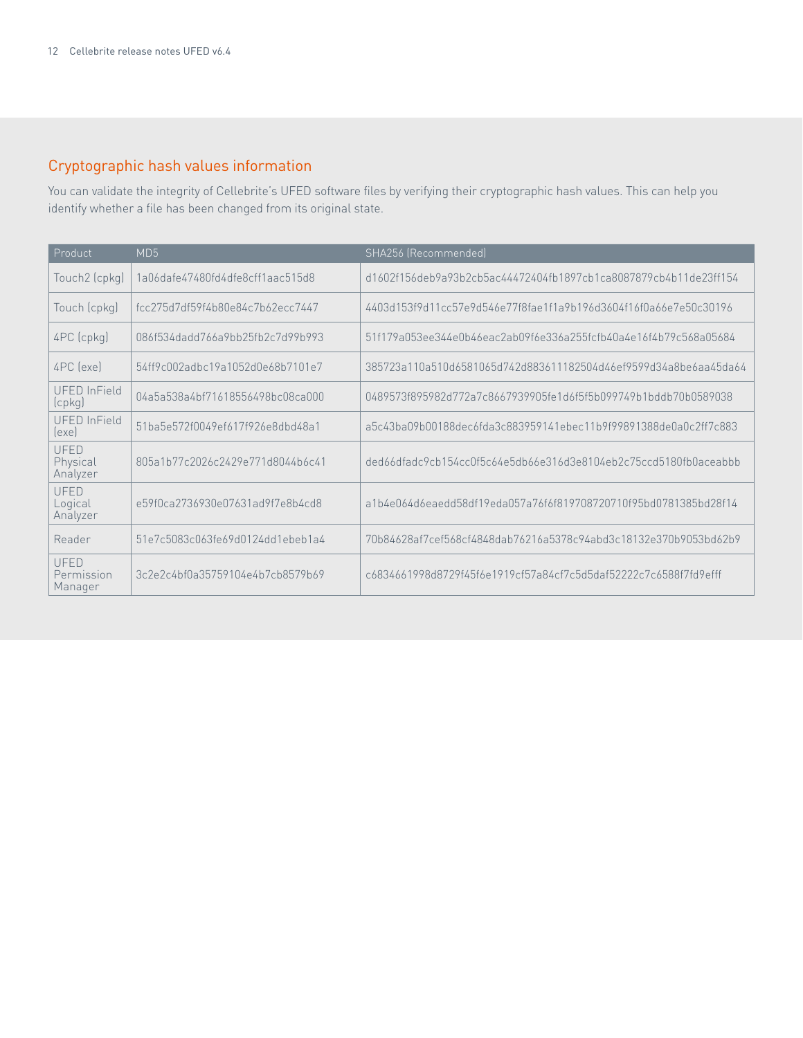## Cryptographic hash values information

You can validate the integrity of Cellebrite's UFED software files by verifying their cryptographic hash values. This can help you identify whether a file has been changed from its original state.

| Product | MD5 | SHA256 (Recommended) |
|---|---|---|
| Touch2 (cpkg) | 1a06dafe47480fd4dfe8cff1aac515d8 | d1602f156deb9a93b2cb5ac44472404fb1897cb1ca8087879cb4b11de23ff154 |
| Touch (cpkg) | fcc275d7df59f4b80e84c7b62ecc7447 | 4403d153f9d11cc57e9d546e77f8fae1f1a9b196d3604f16f0a66e7e50c30196 |
| 4PC (cpkg) | 086f534dadd766a9bb25fb2c7d99b993 | 51f179a053ee344e0b46eac2ab09f6e336a255fcfb40a4e16f4b79c568a05684 |
| 4PC (exe) | 54ff9c002adbc19a1052d0e68b7101e7 | 385723a110a510d6581065d742d883611182504d46ef9599d34a8be6aa45da64 |
| UFED InField (cpkg) | 04a5a538a4bf71618556498bc08ca000 | 0489573f895982d772a7c8667939905fe1d6f5f5b099749b1bddb70b0589038 |
| UFED InField (exe) | 51ba5e572f0049ef617f926e8dbd48a1 | a5c43ba09b00188dec6fda3c883959141ebec11b9f99891388de0a0c2ff7c883 |
| UFED Physical Analyzer | 805a1b77c2026c2429e771d8044b6c41 | ded66dfadc9cb154cc0f5c64e5db66e316d3e8104eb2c75ccd5180fb0aceabbb |
| UFED Logical Analyzer | e59f0ca2736930e07631ad9f7e8b4cd8 | a1b4e064d6eaedd58df19eda057a76f6f819708720710f95bd0781385bd28f14 |
| Reader | 51e7c5083c063fe69d0124dd1ebeb1a4 | 70b84628af7cef568cf4848dab76216a5378c94abd3c18132e370b9053bd62b9 |
| UFED Permission Manager | 3c2e2c4bf0a35759104e4b7cb8579b69 | c6834661998d8729f45f6e1919cf57a84cf7c5d5daf52222c7c6588f7fd9efff |